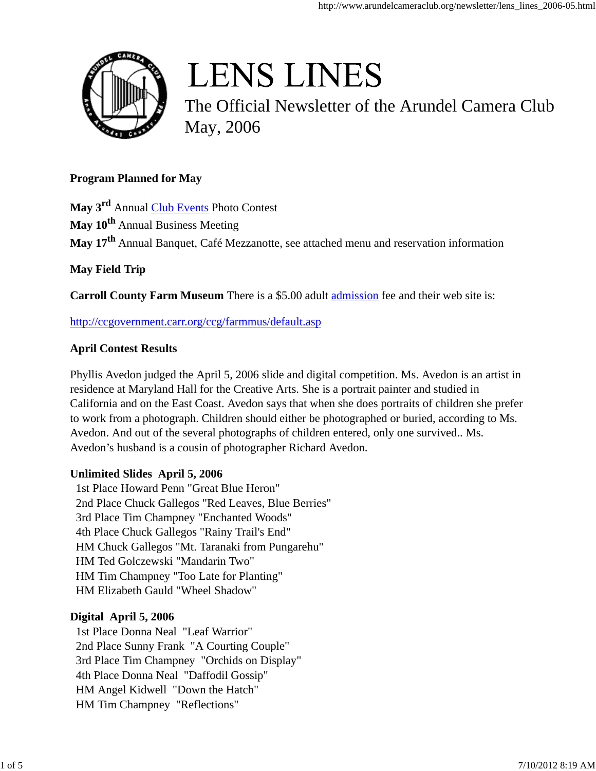# LENS LINES

The Official Newsletter of the Arundel Camera Club
May, 2006

**Program Planned for May**

**May 3rd** Annual Club Events Photo Contest
**May 10th** Annual Business Meeting
**May 17th** Annual Banquet, Café Mezzanotte, see attached menu and reservation information

**May Field Trip**

**Carroll County Farm Museum** There is a $5.00 adult admission fee and their web site is:

http://ccgovernment.carr.org/ccg/farmmus/default.asp

**April Contest Results**

Phyllis Avedon judged the April 5, 2006 slide and digital competition. Ms. Avedon is an artist in residence at Maryland Hall for the Creative Arts. She is a portrait painter and studied in California and on the East Coast. Avedon says that when she does portraits of children she prefer to work from a photograph. Children should either be photographed or buried, according to Ms. Avedon. And out of the several photographs of children entered, only one survived.. Ms. Avedon's husband is a cousin of photographer Richard Avedon.

**Unlimited Slides April 5, 2006**
1st Place Howard Penn "Great Blue Heron"
2nd Place Chuck Gallegos "Red Leaves, Blue Berries"
3rd Place Tim Champney "Enchanted Woods"
4th Place Chuck Gallegos "Rainy Trail's End"
HM Chuck Gallegos "Mt. Taranaki from Pungarehu"
HM Ted Golczewski "Mandarin Two"
HM Tim Champney "Too Late for Planting"
HM Elizabeth Gauld "Wheel Shadow"

**Digital April 5, 2006**
1st Place Donna Neal "Leaf Warrior"
2nd Place Sunny Frank "A Courting Couple"
3rd Place Tim Champney "Orchids on Display"
4th Place Donna Neal "Daffodil Gossip"
HM Angel Kidwell "Down the Hatch"
HM Tim Champney "Reflections"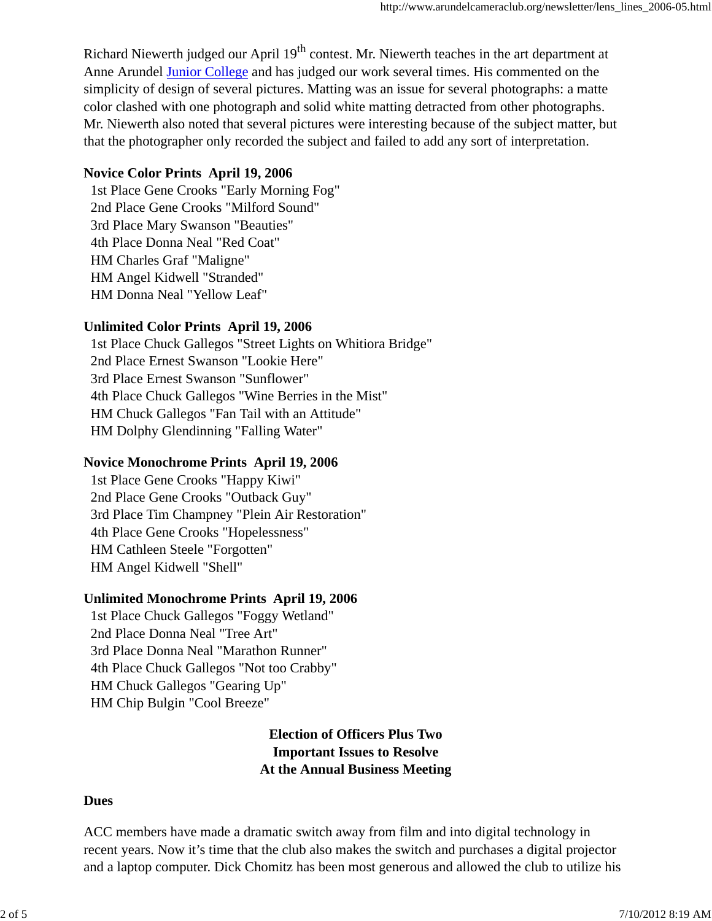Richard Niewerth judged our April 19th contest. Mr. Niewerth teaches in the art department at Anne Arundel Junior College and has judged our work several times. His commented on the simplicity of design of several pictures. Matting was an issue for several photographs: a matte color clashed with one photograph and solid white matting detracted from other photographs. Mr. Niewerth also noted that several pictures were interesting because of the subject matter, but that the photographer only recorded the subject and failed to add any sort of interpretation.

**Novice Color Prints  April 19, 2006**

1st Place Gene Crooks "Early Morning Fog"
2nd Place Gene Crooks "Milford Sound"
3rd Place Mary Swanson "Beauties"
4th Place Donna Neal "Red Coat"
HM Charles Graf "Maligne"
HM Angel Kidwell "Stranded"
HM Donna Neal "Yellow Leaf"

**Unlimited Color Prints  April 19, 2006**

1st Place Chuck Gallegos "Street Lights on Whitiora Bridge"
2nd Place Ernest Swanson "Lookie Here"
3rd Place Ernest Swanson "Sunflower"
4th Place Chuck Gallegos "Wine Berries in the Mist"
HM Chuck Gallegos "Fan Tail with an Attitude"
HM Dolphy Glendinning "Falling Water"

**Novice Monochrome Prints  April 19, 2006**

1st Place Gene Crooks "Happy Kiwi"
2nd Place Gene Crooks "Outback Guy"
3rd Place Tim Champney "Plein Air Restoration"
4th Place Gene Crooks "Hopelessness"
HM Cathleen Steele "Forgotten"
HM Angel Kidwell "Shell"

**Unlimited Monochrome Prints  April 19, 2006**

1st Place Chuck Gallegos "Foggy Wetland"
2nd Place Donna Neal "Tree Art"
3rd Place Donna Neal "Marathon Runner"
4th Place Chuck Gallegos "Not too Crabby"
HM Chuck Gallegos "Gearing Up"
HM Chip Bulgin "Cool Breeze"

## Election of Officers Plus Two Important Issues to Resolve At the Annual Business Meeting

**Dues**

ACC members have made a dramatic switch away from film and into digital technology in recent years. Now it's time that the club also makes the switch and purchases a digital projector and a laptop computer. Dick Chomitz has been most generous and allowed the club to utilize his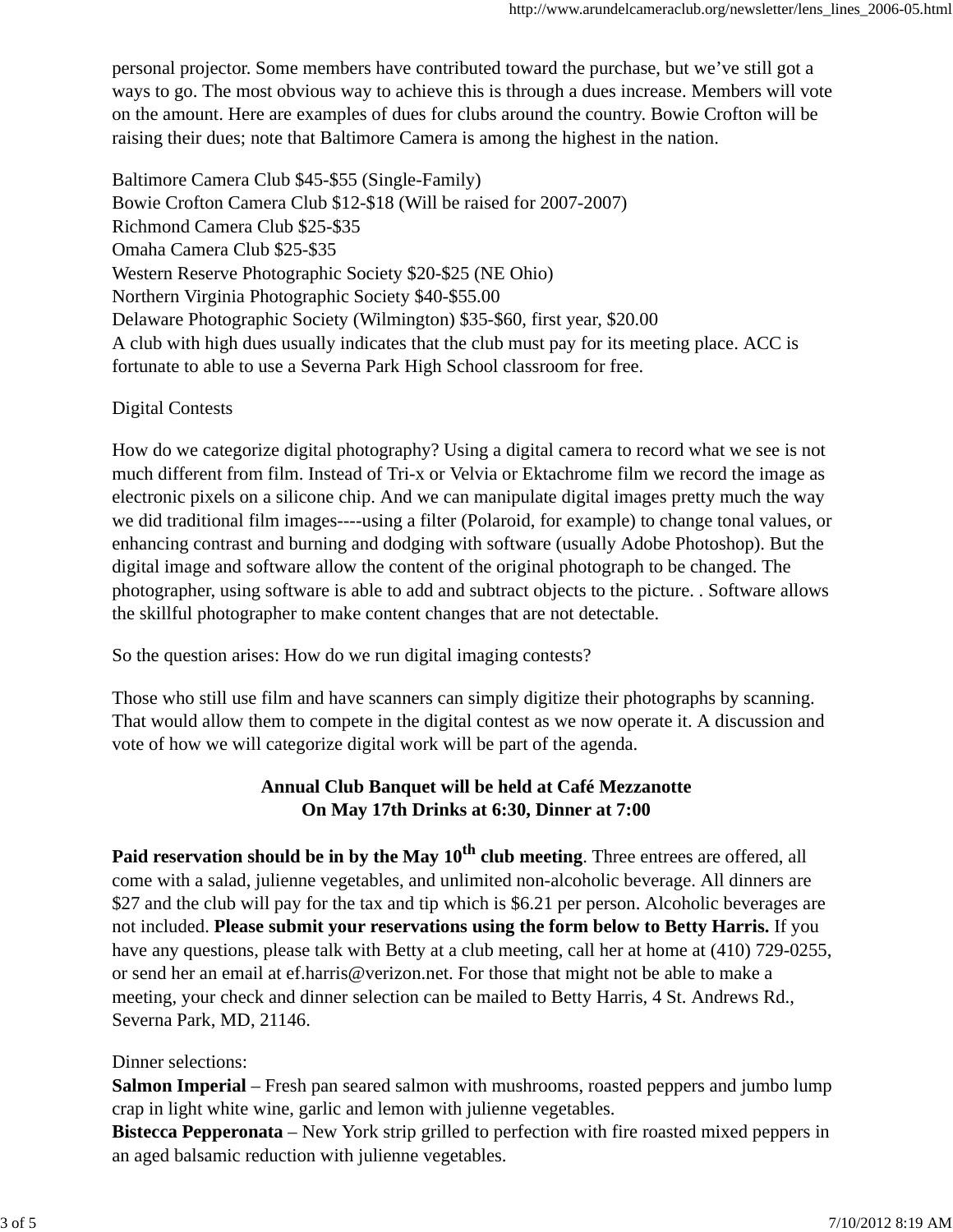personal projector. Some members have contributed toward the purchase, but we've still got a ways to go. The most obvious way to achieve this is through a dues increase. Members will vote on the amount. Here are examples of dues for clubs around the country. Bowie Crofton will be raising their dues; note that Baltimore Camera is among the highest in the nation.

Baltimore Camera Club $45-$55 (Single-Family)
Bowie Crofton Camera Club $12-$18 (Will be raised for 2007-2007)
Richmond Camera Club $25-$35
Omaha Camera Club $25-$35
Western Reserve Photographic Society $20-$25 (NE Ohio)
Northern Virginia Photographic Society $40-$55.00
Delaware Photographic Society (Wilmington) $35-$60, first year, $20.00
A club with high dues usually indicates that the club must pay for its meeting place. ACC is fortunate to able to use a Severna Park High School classroom for free.

Digital Contests

How do we categorize digital photography? Using a digital camera to record what we see is not much different from film. Instead of Tri-x or Velvia or Ektachrome film we record the image as electronic pixels on a silicone chip. And we can manipulate digital images pretty much the way we did traditional film images----using a filter (Polaroid, for example) to change tonal values, or enhancing contrast and burning and dodging with software (usually Adobe Photoshop). But the digital image and software allow the content of the original photograph to be changed. The photographer, using software is able to add and subtract objects to the picture. . Software allows the skillful photographer to make content changes that are not detectable.

So the question arises: How do we run digital imaging contests?

Those who still use film and have scanners can simply digitize their photographs by scanning. That would allow them to compete in the digital contest as we now operate it. A discussion and vote of how we will categorize digital work will be part of the agenda.

**Annual Club Banquet will be held at Café Mezzanotte**
**On May 17th Drinks at 6:30, Dinner at 7:00**

**Paid reservation should be in by the May 10th club meeting**. Three entrees are offered, all come with a salad, julienne vegetables, and unlimited non-alcoholic beverage. All dinners are $27 and the club will pay for the tax and tip which is $6.21 per person. Alcoholic beverages are not included. **Please submit your reservations using the form below to Betty Harris.** If you have any questions, please talk with Betty at a club meeting, call her at home at (410) 729-0255, or send her an email at ef.harris@verizon.net. For those that might not be able to make a meeting, your check and dinner selection can be mailed to Betty Harris, 4 St. Andrews Rd., Severna Park, MD, 21146.

Dinner selections:
**Salmon Imperial** – Fresh pan seared salmon with mushrooms, roasted peppers and jumbo lump crap in light white wine, garlic and lemon with julienne vegetables.
**Bistecca Pepperonata** – New York strip grilled to perfection with fire roasted mixed peppers in an aged balsamic reduction with julienne vegetables.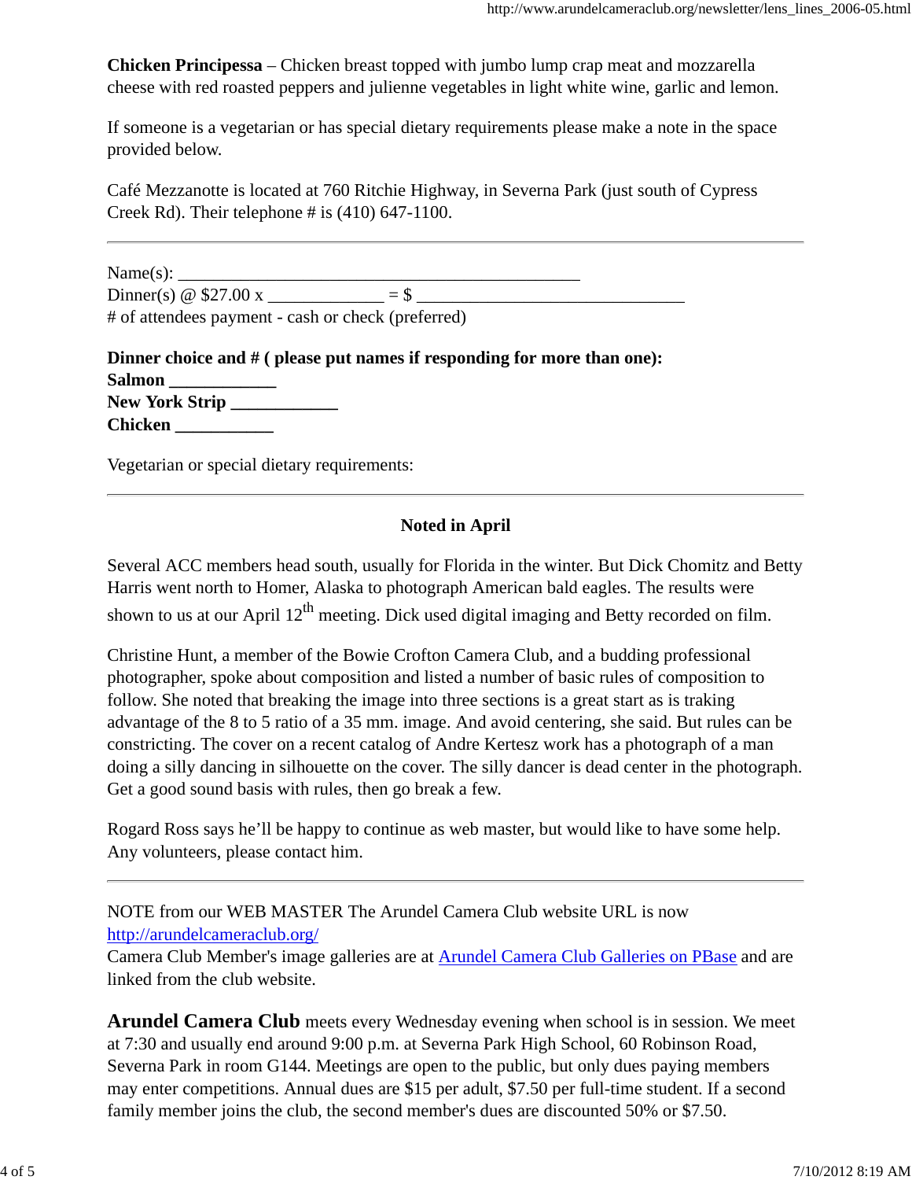**Chicken Principessa** – Chicken breast topped with jumbo lump crap meat and mozzarella cheese with red roasted peppers and julienne vegetables in light white wine, garlic and lemon.

If someone is a vegetarian or has special dietary requirements please make a note in the space provided below.

Café Mezzanotte is located at 760 Ritchie Highway, in Severna Park (just south of Cypress Creek Rd). Their telephone # is (410) 647-1100.

---

Name(s): _______________________________________________
Dinner(s) @ $27.00 x _____________ = $ _______________________________
# of attendees payment - cash or check (preferred)

**Dinner choice and # ( please put names if responding for more than one):**
**Salmon ____________**
**New York Strip ____________**
**Chicken ___________**

Vegetarian or special dietary requirements:

---

## Noted in April

Several ACC members head south, usually for Florida in the winter. But Dick Chomitz and Betty Harris went north to Homer, Alaska to photograph American bald eagles. The results were shown to us at our April 12th meeting. Dick used digital imaging and Betty recorded on film.

Christine Hunt, a member of the Bowie Crofton Camera Club, and a budding professional photographer, spoke about composition and listed a number of basic rules of composition to follow. She noted that breaking the image into three sections is a great start as is traking advantage of the 8 to 5 ratio of a 35 mm. image. And avoid centering, she said. But rules can be constricting. The cover on a recent catalog of Andre Kertesz work has a photograph of a man doing a silly dancing in silhouette on the cover. The silly dancer is dead center in the photograph. Get a good sound basis with rules, then go break a few.

Rogard Ross says he'll be happy to continue as web master, but would like to have some help. Any volunteers, please contact him.

---

NOTE from our WEB MASTER The Arundel Camera Club website URL is now [http://arundelcameraclub.org/](http://arundelcameraclub.org/)
Camera Club Member's image galleries are at Arundel Camera Club Galleries on PBase and are linked from the club website.

**Arundel Camera Club** meets every Wednesday evening when school is in session. We meet at 7:30 and usually end around 9:00 p.m. at Severna Park High School, 60 Robinson Road, Severna Park in room G144. Meetings are open to the public, but only dues paying members may enter competitions. Annual dues are $15 per adult, $7.50 per full-time student. If a second family member joins the club, the second member's dues are discounted 50% or $7.50.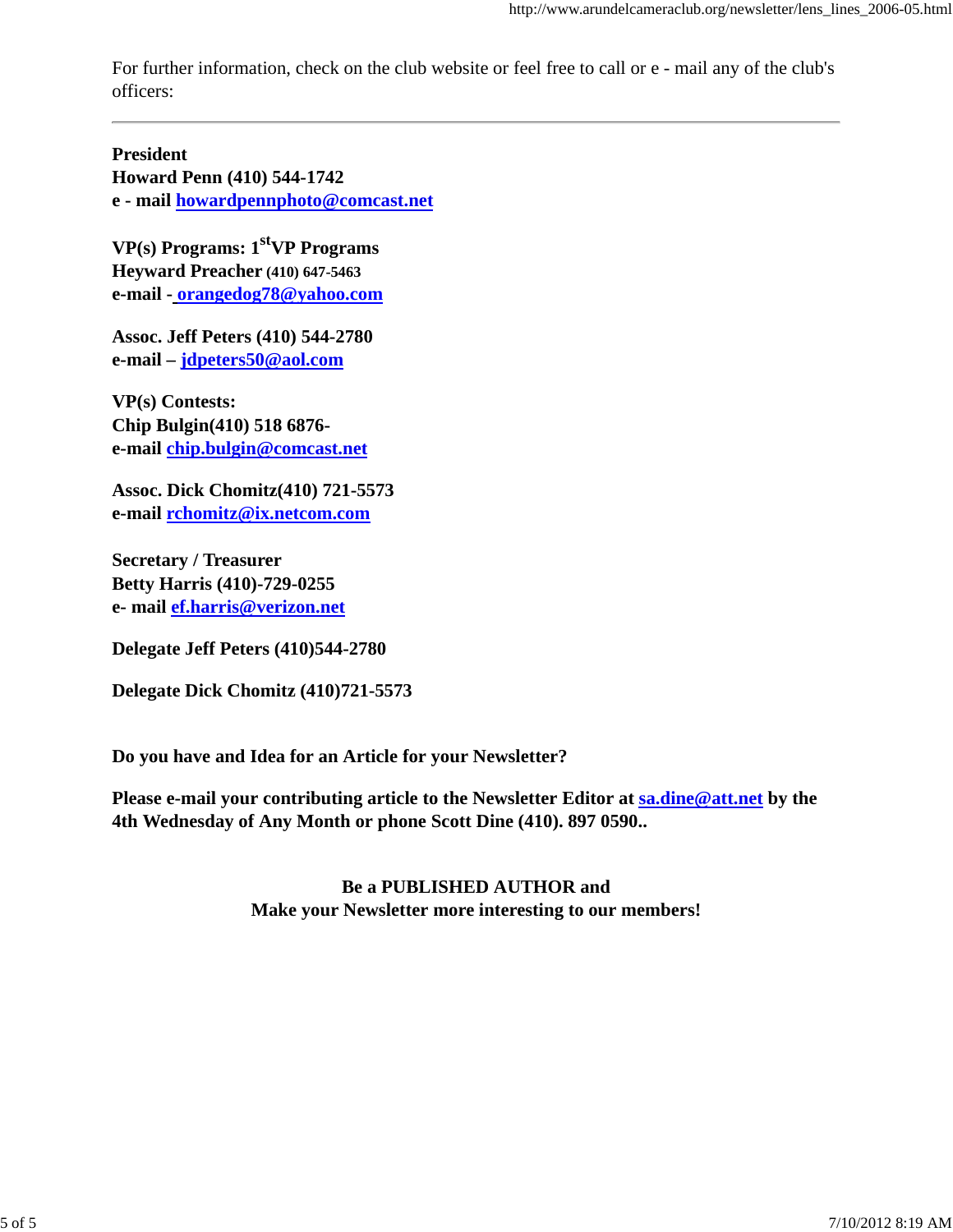For further information, check on the club website or feel free to call or e - mail any of the club's officers:

---

**President**
**Howard Penn (410) 544-1742**
**e - mail howardpennphoto@comcast.net**

**VP(s) Programs: 1st VP Programs**
**Heyward Preacher (410) 647-5463**
**e-mail - orangedog78@yahoo.com**

**Assoc. Jeff Peters (410) 544-2780**
**e-mail – jdpeters50@aol.com**

**VP(s) Contests:**
**Chip Bulgin(410) 518 6876-**
**e-mail chip.bulgin@comcast.net**

**Assoc. Dick Chomitz(410) 721-5573**
**e-mail rchomitz@ix.netcom.com**

**Secretary / Treasurer**
**Betty Harris (410)-729-0255**
**e- mail ef.harris@verizon.net**

**Delegate Jeff Peters (410)544-2780**

**Delegate Dick Chomitz (410)721-5573**

**Do you have and Idea for an Article for your Newsletter?**

**Please e-mail your contributing article to the Newsletter Editor at sa.dine@att.net by the 4th Wednesday of Any Month or phone Scott Dine (410). 897 0590..**

**Be a PUBLISHED AUTHOR and**
**Make your Newsletter more interesting to our members!**